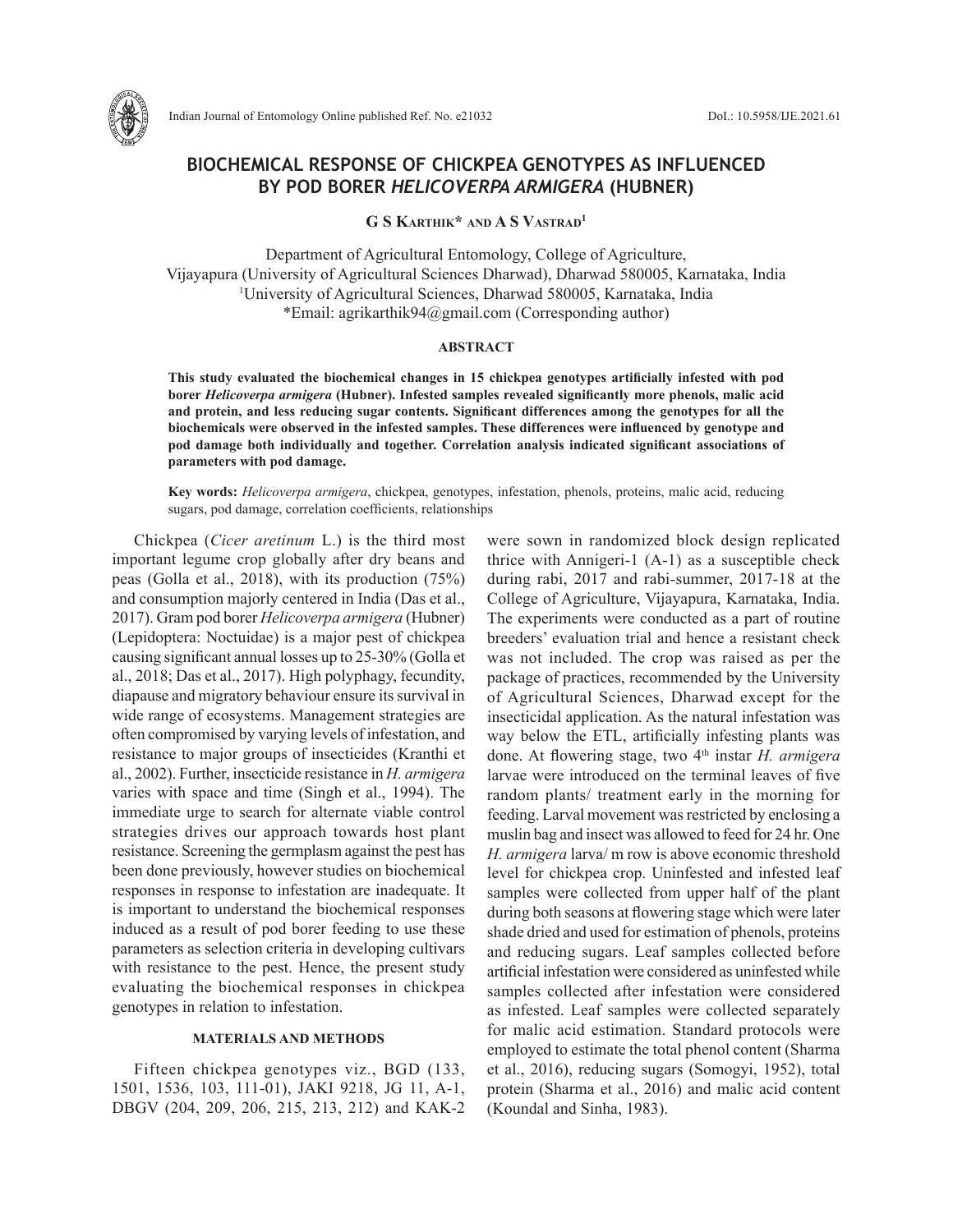# BIOCHEMICAL RESPONSE OF CHICKPEA GENOTYPES AS INFLUENCED BY POD BORER *HELICOVERPA ARMIGERA* (HUBNER)

**G S Karthik\* and A S Vastrad[1]**

Department of Agricultural Entomology, College of Agriculture,
Vijayapura (University of Agricultural Sciences Dharwad), Dharwad 580005, Karnataka, India
[1]University of Agricultural Sciences, Dharwad 580005, Karnataka, India
\*Email: agrikarthik94@gmail.com (Corresponding author)

## ABSTRACT

**This study evaluated the biochemical changes in 15 chickpea genotypes artificially infested with pod borer *Helicoverpa armigera* (Hubner). Infested samples revealed significantly more phenols, malic acid and protein, and less reducing sugar contents. Significant differences among the genotypes for all the biochemicals were observed in the infested samples. These differences were influenced by genotype and pod damage both individually and together. Correlation analysis indicated significant associations of parameters with pod damage.**

**Key words:** *Helicoverpa armigera*, chickpea, genotypes, infestation, phenols, proteins, malic acid, reducing sugars, pod damage, correlation coefficients, relationships

Chickpea (*Cicer aretinum* L.) is the third most important legume crop globally after dry beans and peas (Golla et al., 2018), with its production (75%) and consumption majorly centered in India (Das et al., 2017). Gram pod borer *Helicoverpa armigera* (Hubner) (Lepidoptera: Noctuidae) is a major pest of chickpea causing significant annual losses up to 25-30% (Golla et al., 2018; Das et al., 2017). High polyphagy, fecundity, diapause and migratory behaviour ensure its survival in wide range of ecosystems. Management strategies are often compromised by varying levels of infestation, and resistance to major groups of insecticides (Kranthi et al., 2002). Further, insecticide resistance in *H. armigera* varies with space and time (Singh et al., 1994). The immediate urge to search for alternate viable control strategies drives our approach towards host plant resistance. Screening the germplasm against the pest has been done previously, however studies on biochemical responses in response to infestation are inadequate. It is important to understand the biochemical responses induced as a result of pod borer feeding to use these parameters as selection criteria in developing cultivars with resistance to the pest. Hence, the present study evaluating the biochemical responses in chickpea genotypes in relation to infestation.

## MATERIALS AND METHODS

Fifteen chickpea genotypes viz., BGD (133, 1501, 1536, 103, 111-01), JAKI 9218, JG 11, A-1, DBGV (204, 209, 206, 215, 213, 212) and KAK-2 were sown in randomized block design replicated thrice with Annigeri-1 (A-1) as a susceptible check during rabi, 2017 and rabi-summer, 2017-18 at the College of Agriculture, Vijayapura, Karnataka, India. The experiments were conducted as a part of routine breeders' evaluation trial and hence a resistant check was not included. The crop was raised as per the package of practices, recommended by the University of Agricultural Sciences, Dharwad except for the insecticidal application. As the natural infestation was way below the ETL, artificially infesting plants was done. At flowering stage, two 4th instar *H. armigera* larvae were introduced on the terminal leaves of five random plants/ treatment early in the morning for feeding. Larval movement was restricted by enclosing a muslin bag and insect was allowed to feed for 24 hr. One *H. armigera* larva/ m row is above economic threshold level for chickpea crop. Uninfested and infested leaf samples were collected from upper half of the plant during both seasons at flowering stage which were later shade dried and used for estimation of phenols, proteins and reducing sugars. Leaf samples collected before artificial infestation were considered as uninfested while samples collected after infestation were considered as infested. Leaf samples were collected separately for malic acid estimation. Standard protocols were employed to estimate the total phenol content (Sharma et al., 2016), reducing sugars (Somogyi, 1952), total protein (Sharma et al., 2016) and malic acid content (Koundal and Sinha, 1983).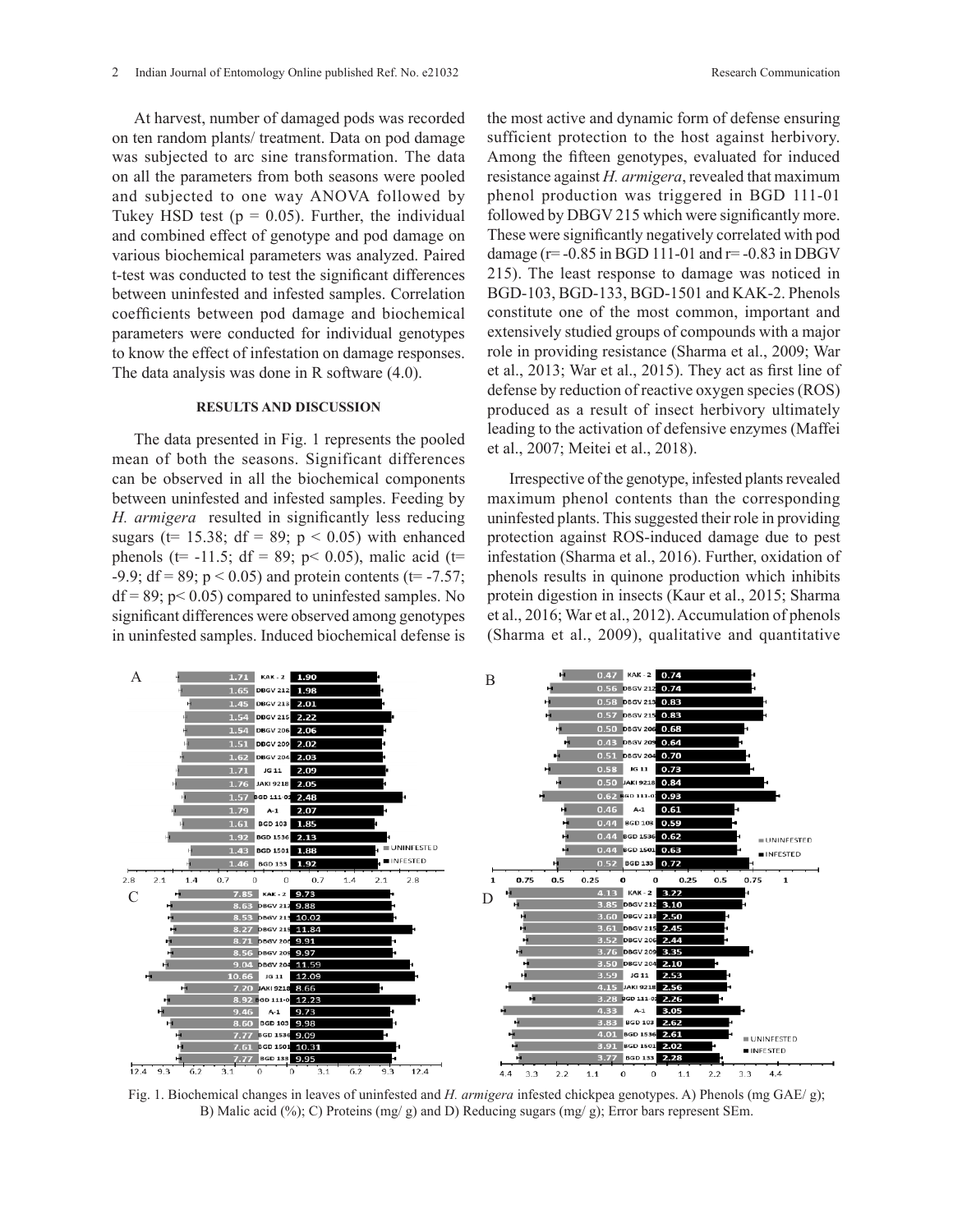At harvest, number of damaged pods was recorded on ten random plants/ treatment. Data on pod damage was subjected to arc sine transformation. The data on all the parameters from both seasons were pooled and subjected to one way ANOVA followed by Tukey HSD test ($p = 0.05$). Further, the individual and combined effect of genotype and pod damage on various biochemical parameters was analyzed. Paired t-test was conducted to test the significant differences between uninfested and infested samples. Correlation coefficients between pod damage and biochemical parameters were conducted for individual genotypes to know the effect of infestation on damage responses. The data analysis was done in R software (4.0).

## RESULTS AND DISCUSSION

The data presented in Fig. 1 represents the pooled mean of both the seasons. Significant differences can be observed in all the biochemical components between uninfested and infested samples. Feeding by *H. armigera* resulted in significantly less reducing sugars ($t = 15.38$; $df = 89$; $p < 0.05$) with enhanced phenols ($t = -11.5$; $df = 89$; $p < 0.05$), malic acid ($t = -9.9$; $df = 89$; $p < 0.05$) and protein contents ($t = -7.57$; $df = 89$; $p < 0.05$) compared to uninfested samples. No significant differences were observed among genotypes in uninfested samples. Induced biochemical defense is the most active and dynamic form of defense ensuring sufficient protection to the host against herbivory. Among the fifteen genotypes, evaluated for induced resistance against *H. armigera*, revealed that maximum phenol production was triggered in BGD 111-01 followed by DBGV 215 which were significantly more. These were significantly negatively correlated with pod damage ($r = -0.85$ in BGD 111-01 and $r = -0.83$ in DBGV 215). The least response to damage was noticed in BGD-103, BGD-133, BGD-1501 and KAK-2. Phenols constitute one of the most common, important and extensively studied groups of compounds with a major role in providing resistance (Sharma et al., 2009; War et al., 2013; War et al., 2015). They act as first line of defense by reduction of reactive oxygen species (ROS) produced as a result of insect herbivory ultimately leading to the activation of defensive enzymes (Maffei et al., 2007; Meitei et al., 2018).

Irrespective of the genotype, infested plants revealed maximum phenol contents than the corresponding uninfested plants. This suggested their role in providing protection against ROS-induced damage due to pest infestation (Sharma et al., 2016). Further, oxidation of phenols results in quinone production which inhibits protein digestion in insects (Kaur et al., 2015; Sharma et al., 2016; War et al., 2012). Accumulation of phenols (Sharma et al., 2009), qualitative and quantitative

A
KAK - 2 1.71 1.90
DBGV 212 1.65 1.98
DBGV 213 1.45 2.01
DBGV 215 1.54 2.22
DBGV 206 1.54 2.06
DBGV 209 1.51 2.02
DBGV 204 1.62 2.03
JG 11 1.71 2.09
JAKI 9218 1.76 2.05
BGD 111-01 1.57 2.48
A-1 1.79 2.07
BGD 103 1.61 1.85
BGD 1536 1.92 2.13
BGD 1501 1.43 1.88
BGD 133 1.46 1.92
2.8 2.1 1.4 0.7 0 0 0.7 1.4 2.1 2.8
UNINFESTED
INFESTED

B
KAK - 2 0.47 0.74
DBGV 212 0.56 0.74
DBGV 213 0.58 0.83
DBGV 215 0.57 0.83
DBGV 206 0.50 0.68
DBGV 209 0.43 0.64
DBGV 204 0.51 0.70
JG 11 0.58 0.73
JAKI 9218 0.50 0.84
BGD 111-01 0.62 0.93
A-1 0.46 0.61
BGD 103 0.44 0.59
BGD 1536 0.44 0.62
BGD 1501 0.44 0.63
BGD 133 0.52 0.72
1 0.75 0.5 0.25 0 0 0.25 0.5 0.75 1
UNINFESTED
INFESTED

C
KAK - 2 7.85 9.73
DBGV 212 8.63 9.88
DBGV 213 8.53 10.02
DBGV 215 8.27 11.84
DBGV 206 8.71 9.91
DBGV 209 8.56 9.97
DBGV 204 9.04 11.59
JG 11 10.66 12.09
JAKI 9218 7.20 8.66
BGD 111-01 8.92 12.23
A-1 9.46 9.73
BGD 103 8.60 9.98
BGD 1536 7.77 9.09
BGD 1501 7.61 10.31
BGD 133 7.77 9.95
12.4 9.3 6.2 3.1 0 0 3.1 6.2 9.3 12.4

D
KAK - 2 4.13 3.22
DBGV 212 3.85 3.10
DBGV 213 3.60 2.50
DBGV 215 3.61 2.45
DBGV 206 3.52 2.44
DBGV 209 3.76 3.35
DBGV 204 3.50 2.10
JG 11 3.59 2.53
JAKI 9218 4.15 2.56
BGD 111-01 3.28 2.26
A-1 4.33 3.05
BGD 103 3.83 2.62
BGD 1536 4.01 2.61
BGD 1501 3.91 2.02
BGD 133 3.77 2.28
4.4 3.3 2.2 1.1 0 0 1.1 2.2 3.3 4.4
UNINFESTED
INFESTED

Fig. 1. Biochemical changes in leaves of uninfested and *H. armigera* infested chickpea genotypes. A) Phenols (mg GAE/ g); B) Malic acid (%); C) Proteins (mg/ g) and D) Reducing sugars (mg/ g); Error bars represent SEm.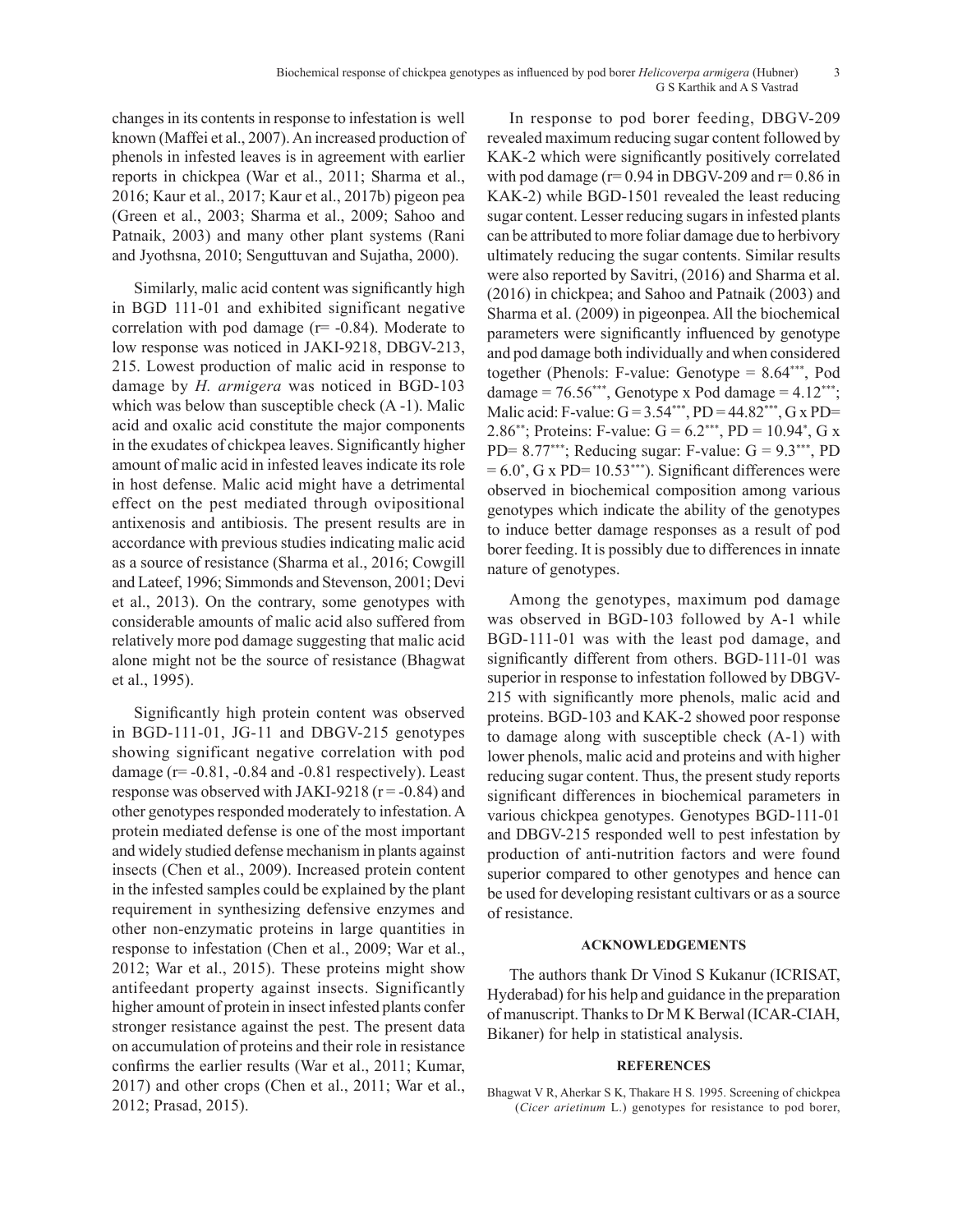changes in its contents in response to infestation is well known (Maffei et al., 2007). An increased production of phenols in infested leaves is in agreement with earlier reports in chickpea (War et al., 2011; Sharma et al., 2016; Kaur et al., 2017; Kaur et al., 2017b) pigeon pea (Green et al., 2003; Sharma et al., 2009; Sahoo and Patnaik, 2003) and many other plant systems (Rani and Jyothsna, 2010; Senguttuvan and Sujatha, 2000).

Similarly, malic acid content was significantly high in BGD 111-01 and exhibited significant negative correlation with pod damage (r= -0.84). Moderate to low response was noticed in JAKI-9218, DBGV-213, 215. Lowest production of malic acid in response to damage by *H. armigera* was noticed in BGD-103 which was below than susceptible check (A -1). Malic acid and oxalic acid constitute the major components in the exudates of chickpea leaves. Significantly higher amount of malic acid in infested leaves indicate its role in host defense. Malic acid might have a detrimental effect on the pest mediated through ovipositional antixenosis and antibiosis. The present results are in accordance with previous studies indicating malic acid as a source of resistance (Sharma et al., 2016; Cowgill and Lateef, 1996; Simmonds and Stevenson, 2001; Devi et al., 2013). On the contrary, some genotypes with considerable amounts of malic acid also suffered from relatively more pod damage suggesting that malic acid alone might not be the source of resistance (Bhagwat et al., 1995).

Significantly high protein content was observed in BGD-111-01, JG-11 and DBGV-215 genotypes showing significant negative correlation with pod damage (r= -0.81, -0.84 and -0.81 respectively). Least response was observed with JAKI-9218 (r = -0.84) and other genotypes responded moderately to infestation. A protein mediated defense is one of the most important and widely studied defense mechanism in plants against insects (Chen et al., 2009). Increased protein content in the infested samples could be explained by the plant requirement in synthesizing defensive enzymes and other non-enzymatic proteins in large quantities in response to infestation (Chen et al., 2009; War et al., 2012; War et al., 2015). These proteins might show antifeedant property against insects. Significantly higher amount of protein in insect infested plants confer stronger resistance against the pest. The present data on accumulation of proteins and their role in resistance confirms the earlier results (War et al., 2011; Kumar, 2017) and other crops (Chen et al., 2011; War et al., 2012; Prasad, 2015).

In response to pod borer feeding, DBGV-209 revealed maximum reducing sugar content followed by KAK-2 which were significantly positively correlated with pod damage (r= 0.94 in DBGV-209 and r= 0.86 in KAK-2) while BGD-1501 revealed the least reducing sugar content. Lesser reducing sugars in infested plants can be attributed to more foliar damage due to herbivory ultimately reducing the sugar contents. Similar results were also reported by Savitri, (2016) and Sharma et al. (2016) in chickpea; and Sahoo and Patnaik (2003) and Sharma et al. (2009) in pigeonpea. All the biochemical parameters were significantly influenced by genotype and pod damage both individually and when considered together (Phenols: F-value: Genotype = $8.64^{***}$, Pod damage = $76.56^{***}$, Genotype x Pod damage = $4.12^{***}$; Malic acid: F-value: G = $3.54^{***}$, PD = $44.82^{***}$, G x PD= $2.86^{**}$; Proteins: F-value: G = $6.2^{***}$, PD = $10.94^{*}$, G x PD= $8.77^{***}$; Reducing sugar: F-value: G = $9.3^{***}$, PD = $6.0^{*}$, G x PD= $10.53^{***}$). Significant differences were observed in biochemical composition among various genotypes which indicate the ability of the genotypes to induce better damage responses as a result of pod borer feeding. It is possibly due to differences in innate nature of genotypes.

Among the genotypes, maximum pod damage was observed in BGD-103 followed by A-1 while BGD-111-01 was with the least pod damage, and significantly different from others. BGD-111-01 was superior in response to infestation followed by DBGV-215 with significantly more phenols, malic acid and proteins. BGD-103 and KAK-2 showed poor response to damage along with susceptible check (A-1) with lower phenols, malic acid and proteins and with higher reducing sugar content. Thus, the present study reports significant differences in biochemical parameters in various chickpea genotypes. Genotypes BGD-111-01 and DBGV-215 responded well to pest infestation by production of anti-nutrition factors and were found superior compared to other genotypes and hence can be used for developing resistant cultivars or as a source of resistance.

## ACKNOWLEDGEMENTS

The authors thank Dr Vinod S Kukanur (ICRISAT, Hyderabad) for his help and guidance in the preparation of manuscript. Thanks to Dr M K Berwal (ICAR-CIAH, Bikaner) for help in statistical analysis.

## REFERENCES

Bhagwat V R, Aherkar S K, Thakare H S. 1995. Screening of chickpea (*Cicer arietinum* L.) genotypes for resistance to pod borer,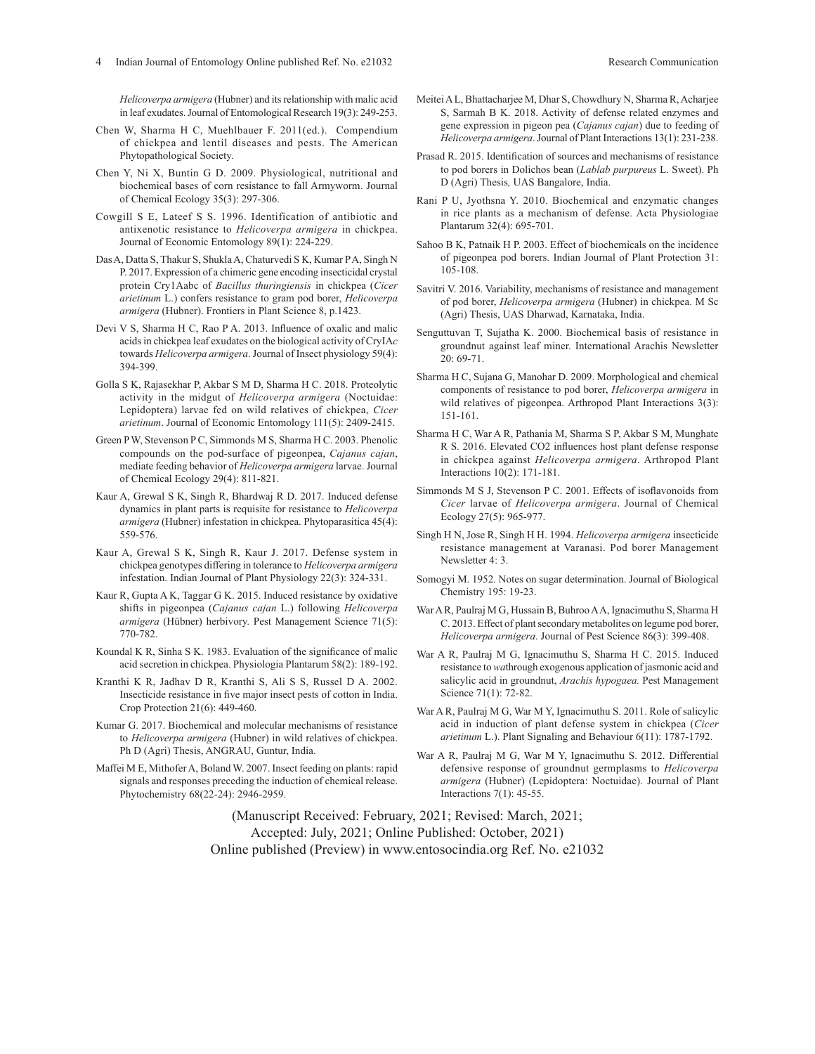*Helicoverpa armigera* (Hubner) and its relationship with malic acid in leaf exudates. Journal of Entomological Research 19(3): 249-253.

Chen W, Sharma H C, Muehlbauer F. 2011(ed.). Compendium of chickpea and lentil diseases and pests. The American Phytopathological Society.

Chen Y, Ni X, Buntin G D. 2009. Physiological, nutritional and biochemical bases of corn resistance to fall Armyworm. Journal of Chemical Ecology 35(3): 297-306.

Cowgill S E, Lateef S S. 1996. Identification of antibiotic and antixenotic resistance to *Helicoverpa armigera* in chickpea. Journal of Economic Entomology 89(1): 224-229.

Das A, Datta S, Thakur S, Shukla A, Chaturvedi S K, Kumar P A, Singh N P. 2017. Expression of a chimeric gene encoding insecticidal crystal protein Cry1Aabc of *Bacillus thuringiensis* in chickpea (*Cicer arietinum* L.) confers resistance to gram pod borer, *Helicoverpa armigera* (Hubner). Frontiers in Plant Science 8, p.1423.

Devi V S, Sharma H C, Rao P A. 2013. Influence of oxalic and malic acids in chickpea leaf exudates on the biological activity of CryIA*c* towards *Helicoverpa armigera*. Journal of Insect physiology 59(4): 394-399.

Golla S K, Rajasekhar P, Akbar S M D, Sharma H C. 2018. Proteolytic activity in the midgut of *Helicoverpa armigera* (Noctuidae: Lepidoptera) larvae fed on wild relatives of chickpea, *Cicer arietinum*. Journal of Economic Entomology 111(5): 2409-2415.

Green P W, Stevenson P C, Simmonds M S, Sharma H C. 2003. Phenolic compounds on the pod-surface of pigeonpea, *Cajanus cajan*, mediate feeding behavior of *Helicoverpa armigera* larvae. Journal of Chemical Ecology 29(4): 811-821.

Kaur A, Grewal S K, Singh R, Bhardwaj R D. 2017. Induced defense dynamics in plant parts is requisite for resistance to *Helicoverpa armigera* (Hubner) infestation in chickpea. Phytoparasitica 45(4): 559-576.

Kaur A, Grewal S K, Singh R, Kaur J. 2017. Defense system in chickpea genotypes differing in tolerance to *Helicoverpa armigera* infestation. Indian Journal of Plant Physiology 22(3): 324-331.

Kaur R, Gupta A K, Taggar G K. 2015. Induced resistance by oxidative shifts in pigeonpea (*Cajanus cajan* L.) following *Helicoverpa armigera* (Hübner) herbivory. Pest Management Science 71(5): 770-782.

Koundal K R, Sinha S K. 1983. Evaluation of the significance of malic acid secretion in chickpea. Physiologia Plantarum 58(2): 189-192.

Kranthi K R, Jadhav D R, Kranthi S, Ali S S, Russel D A. 2002. Insecticide resistance in five major insect pests of cotton in India. Crop Protection 21(6): 449-460.

Kumar G. 2017. Biochemical and molecular mechanisms of resistance to *Helicoverpa armigera* (Hubner) in wild relatives of chickpea. Ph D (Agri) Thesis, ANGRAU, Guntur, India.

Maffei M E, Mithofer A, Boland W. 2007. Insect feeding on plants: rapid signals and responses preceding the induction of chemical release. Phytochemistry 68(22-24): 2946-2959.

Meitei A L, Bhattacharjee M, Dhar S, Chowdhury N, Sharma R, Acharjee S, Sarmah B K. 2018. Activity of defense related enzymes and gene expression in pigeon pea (*Cajanus cajan*) due to feeding of *Helicoverpa armigera*. Journal of Plant Interactions 13(1): 231-238.

Prasad R. 2015. Identification of sources and mechanisms of resistance to pod borers in Dolichos bean (*Lablab purpureus* L. Sweet). Ph D (Agri) Thesis*,* UAS Bangalore, India.

Rani P U, Jyothsna Y. 2010. Biochemical and enzymatic changes in rice plants as a mechanism of defense. Acta Physiologiae Plantarum 32(4): 695-701.

Sahoo B K, Patnaik H P. 2003. Effect of biochemicals on the incidence of pigeonpea pod borers. Indian Journal of Plant Protection 31: 105-108.

Savitri V. 2016. Variability, mechanisms of resistance and management of pod borer, *Helicoverpa armigera* (Hubner) in chickpea. M Sc (Agri) Thesis, UAS Dharwad, Karnataka, India.

Senguttuvan T, Sujatha K. 2000. Biochemical basis of resistance in groundnut against leaf miner. International Arachis Newsletter 20: 69-71.

Sharma H C, Sujana G, Manohar D. 2009. Morphological and chemical components of resistance to pod borer, *Helicoverpa armigera* in wild relatives of pigeonpea. Arthropod Plant Interactions 3(3): 151-161.

Sharma H C, War A R, Pathania M, Sharma S P, Akbar S M, Munghate R S. 2016. Elevated $CO_2$ influences host plant defense response in chickpea against *Helicoverpa armigera*. Arthropod Plant Interactions 10(2): 171-181.

Simmonds M S J, Stevenson P C. 2001. Effects of isoflavonoids from *Cicer* larvae of *Helicoverpa armigera*. Journal of Chemical Ecology 27(5): 965-977.

Singh H N, Jose R, Singh H H. 1994. *Helicoverpa armigera* insecticide resistance management at Varanasi. Pod borer Management Newsletter 4: 3.

Somogyi M. 1952. Notes on sugar determination. Journal of Biological Chemistry 195: 19-23.

War A R, Paulraj M G, Hussain B, Buhroo A A, Ignacimuthu S, Sharma H C. 2013. Effect of plant secondary metabolites on legume pod borer, *Helicoverpa armigera*. Journal of Pest Science 86(3): 399-408.

War A R, Paulraj M G, Ignacimuthu S, Sharma H C. 2015. Induced resistance to *wa*through exogenous application of jasmonic acid and salicylic acid in groundnut, *Arachis hypogaea.* Pest Management Science 71(1): 72-82.

War A R, Paulraj M G, War M Y, Ignacimuthu S. 2011. Role of salicylic acid in induction of plant defense system in chickpea (*Cicer arietinum* L.). Plant Signaling and Behaviour 6(11): 1787-1792.

War A R, Paulraj M G, War M Y, Ignacimuthu S. 2012. Differential defensive response of groundnut germplasms to *Helicoverpa armigera* (Hubner) (Lepidoptera: Noctuidae). Journal of Plant Interactions 7(1): 45-55.

(Manuscript Received: February, 2021; Revised: March, 2021; Accepted: July, 2021; Online Published: October, 2021)
Online published (Preview) in www.entosocindia.org Ref. No. e21032